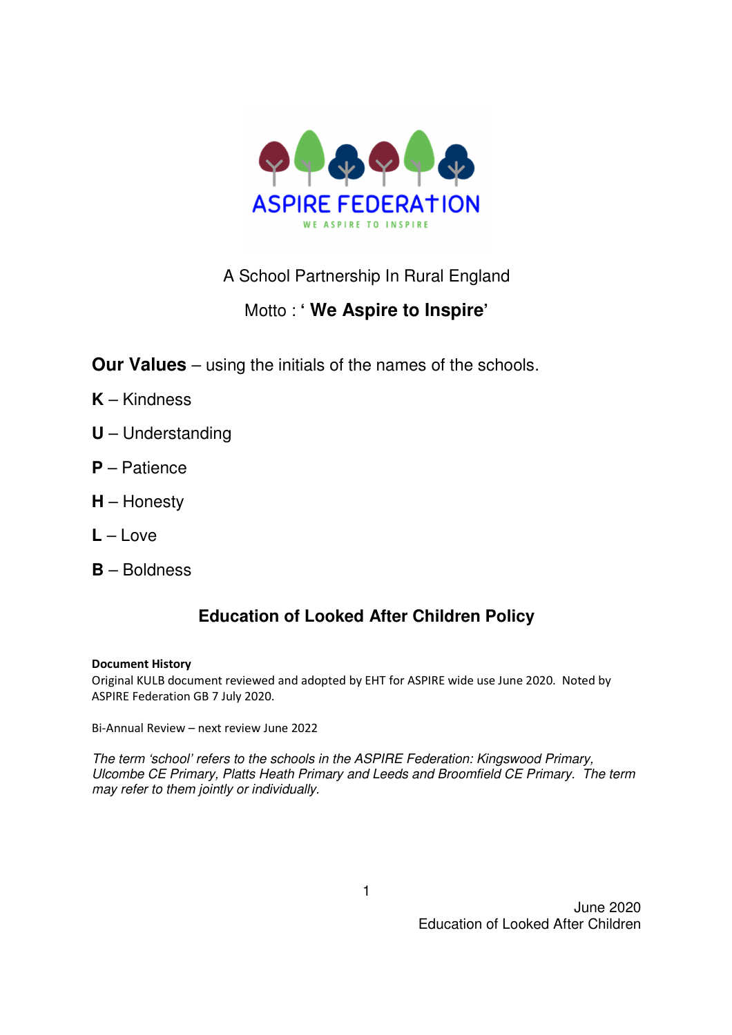ASPIRE FEDERATION

WE ASPIRE TO INSPIRE

A School Partnership In Rural England

Motto : ' **We Aspire to Inspire'**

**Our Values** – using the initials of the names of the schools.

**K** – Kindness

**U** – Understanding

**P** – Patience

**H** – Honesty

**L** – Love

**B** – Boldness

## Education of Looked After Children Policy

**Document History**

Original KULB document reviewed and adopted by EHT for ASPIRE wide use June 2020. Noted by ASPIRE Federation GB 7 July 2020.

Bi-Annual Review – next review June 2022

*The term 'school' refers to the schools in the ASPIRE Federation: Kingswood Primary, Ulcombe CE Primary, Platts Heath Primary and Leeds and Broomfield CE Primary. The term may refer to them jointly or individually.*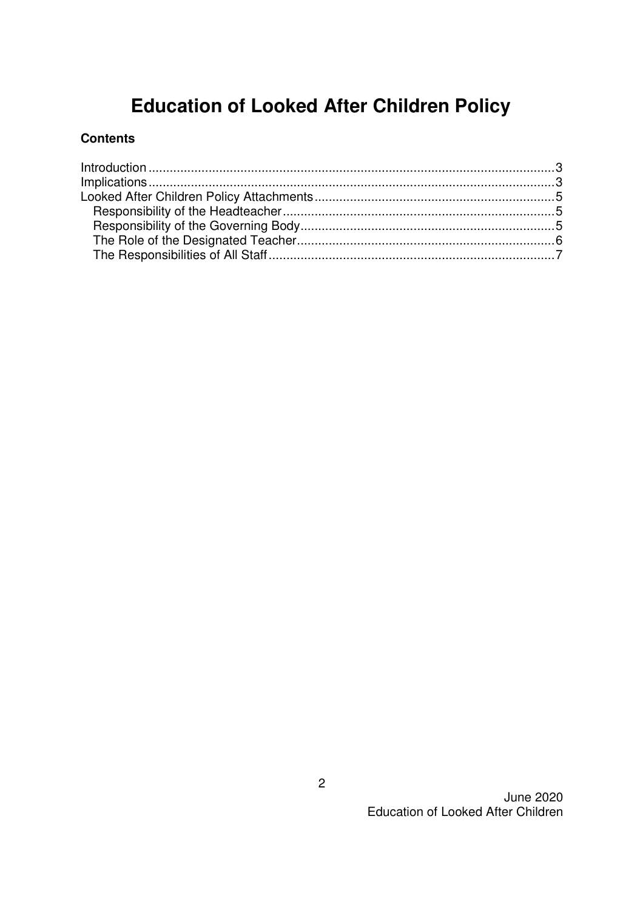# Education of Looked After Children Policy

**Contents**

Introduction .......... 3
Implications .......... 3
Looked After Children Policy Attachments .......... 5
- Responsibility of the Headteacher .......... 5
- Responsibility of the Governing Body .......... 5
- The Role of the Designated Teacher .......... 6
- The Responsibilities of All Staff .......... 7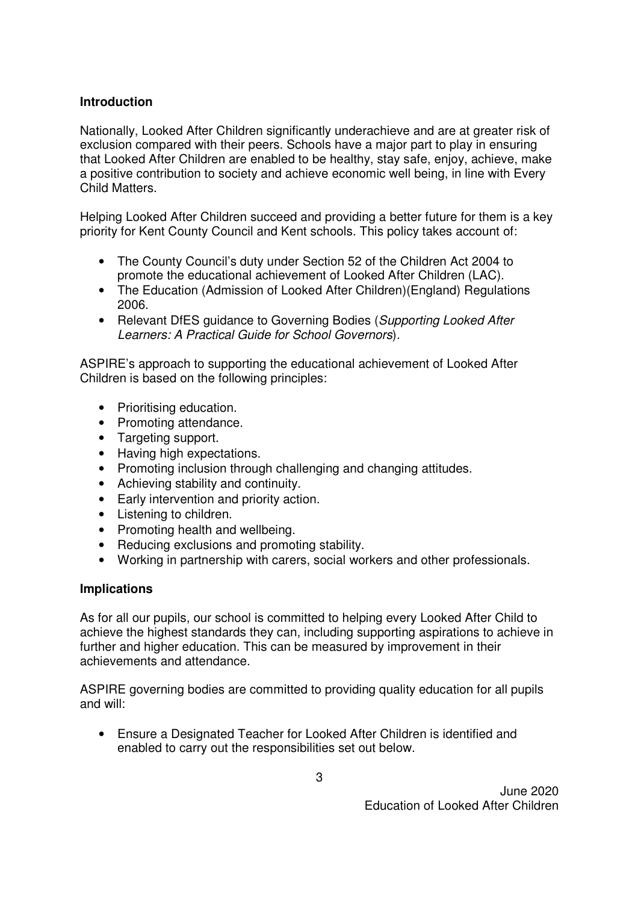**Introduction**

Nationally, Looked After Children significantly underachieve and are at greater risk of exclusion compared with their peers. Schools have a major part to play in ensuring that Looked After Children are enabled to be healthy, stay safe, enjoy, achieve, make a positive contribution to society and achieve economic well being, in line with Every Child Matters.

Helping Looked After Children succeed and providing a better future for them is a key priority for Kent County Council and Kent schools. This policy takes account of:

- The County Council's duty under Section 52 of the Children Act 2004 to promote the educational achievement of Looked After Children (LAC).
- The Education (Admission of Looked After Children)(England) Regulations 2006.
- Relevant DfES guidance to Governing Bodies (*Supporting Looked After Learners: A Practical Guide for School Governors*).

ASPIRE's approach to supporting the educational achievement of Looked After Children is based on the following principles:

- Prioritising education.
- Promoting attendance.
- Targeting support.
- Having high expectations.
- Promoting inclusion through challenging and changing attitudes.
- Achieving stability and continuity.
- Early intervention and priority action.
- Listening to children.
- Promoting health and wellbeing.
- Reducing exclusions and promoting stability.
- Working in partnership with carers, social workers and other professionals.

**Implications**

As for all our pupils, our school is committed to helping every Looked After Child to achieve the highest standards they can, including supporting aspirations to achieve in further and higher education. This can be measured by improvement in their achievements and attendance.

ASPIRE governing bodies are committed to providing quality education for all pupils and will:

- Ensure a Designated Teacher for Looked After Children is identified and enabled to carry out the responsibilities set out below.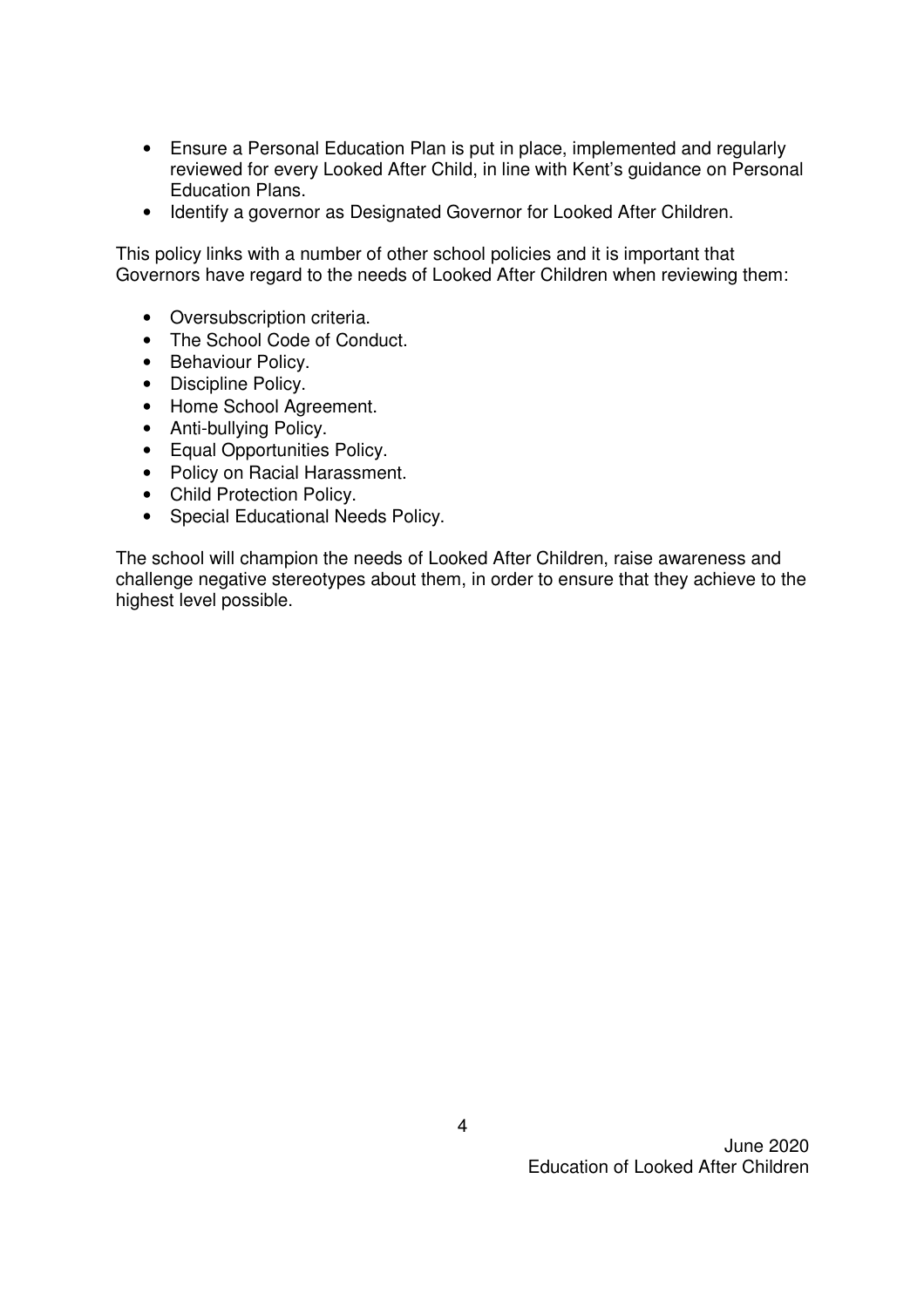- Ensure a Personal Education Plan is put in place, implemented and regularly reviewed for every Looked After Child, in line with Kent's guidance on Personal Education Plans.
- Identify a governor as Designated Governor for Looked After Children.

This policy links with a number of other school policies and it is important that Governors have regard to the needs of Looked After Children when reviewing them:

- Oversubscription criteria.
- The School Code of Conduct.
- Behaviour Policy.
- Discipline Policy.
- Home School Agreement.
- Anti-bullying Policy.
- Equal Opportunities Policy.
- Policy on Racial Harassment.
- Child Protection Policy.
- Special Educational Needs Policy.

The school will champion the needs of Looked After Children, raise awareness and challenge negative stereotypes about them, in order to ensure that they achieve to the highest level possible.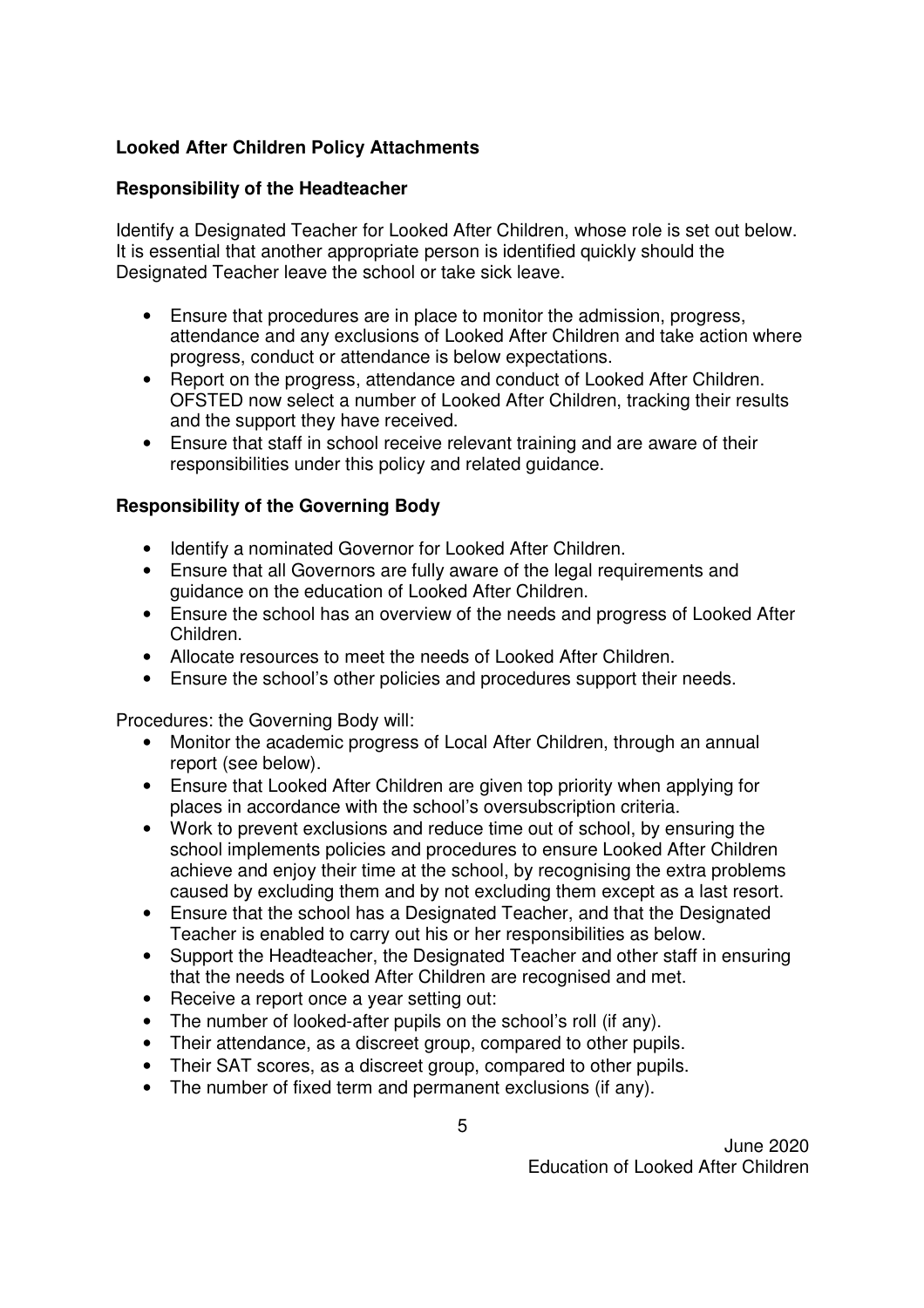**Looked After Children Policy Attachments**

**Responsibility of the Headteacher**

Identify a Designated Teacher for Looked After Children, whose role is set out below. It is essential that another appropriate person is identified quickly should the Designated Teacher leave the school or take sick leave.

- Ensure that procedures are in place to monitor the admission, progress, attendance and any exclusions of Looked After Children and take action where progress, conduct or attendance is below expectations.
- Report on the progress, attendance and conduct of Looked After Children. OFSTED now select a number of Looked After Children, tracking their results and the support they have received.
- Ensure that staff in school receive relevant training and are aware of their responsibilities under this policy and related guidance.

**Responsibility of the Governing Body**

- Identify a nominated Governor for Looked After Children.
- Ensure that all Governors are fully aware of the legal requirements and guidance on the education of Looked After Children.
- Ensure the school has an overview of the needs and progress of Looked After Children.
- Allocate resources to meet the needs of Looked After Children.
- Ensure the school's other policies and procedures support their needs.

Procedures: the Governing Body will:

- Monitor the academic progress of Local After Children, through an annual report (see below).
- Ensure that Looked After Children are given top priority when applying for places in accordance with the school's oversubscription criteria.
- Work to prevent exclusions and reduce time out of school, by ensuring the school implements policies and procedures to ensure Looked After Children achieve and enjoy their time at the school, by recognising the extra problems caused by excluding them and by not excluding them except as a last resort.
- Ensure that the school has a Designated Teacher, and that the Designated Teacher is enabled to carry out his or her responsibilities as below.
- Support the Headteacher, the Designated Teacher and other staff in ensuring that the needs of Looked After Children are recognised and met.
- Receive a report once a year setting out:
- The number of looked-after pupils on the school's roll (if any).
- Their attendance, as a discreet group, compared to other pupils.
- Their SAT scores, as a discreet group, compared to other pupils.
- The number of fixed term and permanent exclusions (if any).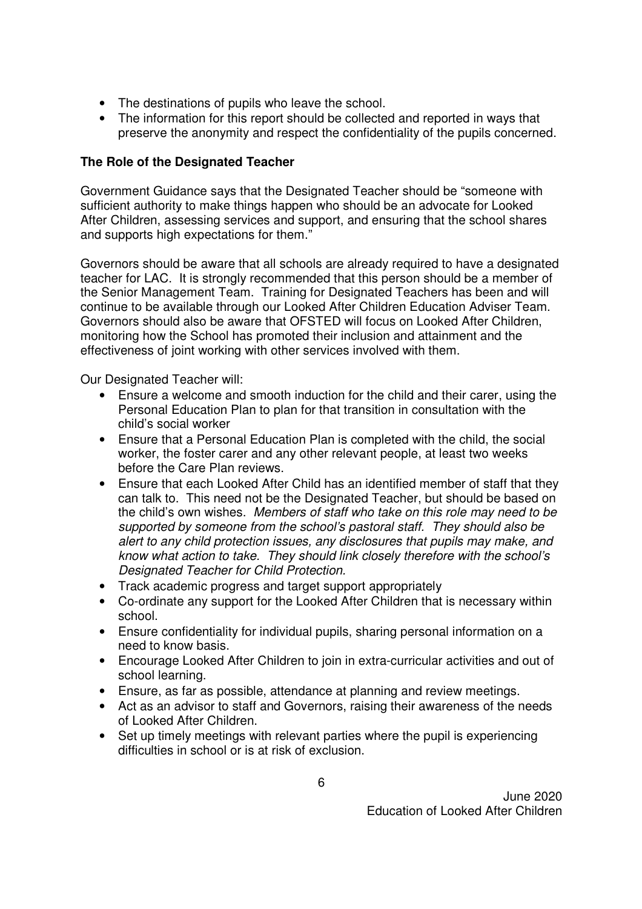- The destinations of pupils who leave the school.
- The information for this report should be collected and reported in ways that preserve the anonymity and respect the confidentiality of the pupils concerned.

**The Role of the Designated Teacher**

Government Guidance says that the Designated Teacher should be "someone with sufficient authority to make things happen who should be an advocate for Looked After Children, assessing services and support, and ensuring that the school shares and supports high expectations for them."

Governors should be aware that all schools are already required to have a designated teacher for LAC. It is strongly recommended that this person should be a member of the Senior Management Team. Training for Designated Teachers has been and will continue to be available through our Looked After Children Education Adviser Team. Governors should also be aware that OFSTED will focus on Looked After Children, monitoring how the School has promoted their inclusion and attainment and the effectiveness of joint working with other services involved with them.

Our Designated Teacher will:

- Ensure a welcome and smooth induction for the child and their carer, using the Personal Education Plan to plan for that transition in consultation with the child's social worker
- Ensure that a Personal Education Plan is completed with the child, the social worker, the foster carer and any other relevant people, at least two weeks before the Care Plan reviews.
- Ensure that each Looked After Child has an identified member of staff that they can talk to. This need not be the Designated Teacher, but should be based on the child's own wishes. *Members of staff who take on this role may need to be supported by someone from the school's pastoral staff. They should also be alert to any child protection issues, any disclosures that pupils may make, and know what action to take. They should link closely therefore with the school's Designated Teacher for Child Protection.*
- Track academic progress and target support appropriately
- Co-ordinate any support for the Looked After Children that is necessary within school.
- Ensure confidentiality for individual pupils, sharing personal information on a need to know basis.
- Encourage Looked After Children to join in extra-curricular activities and out of school learning.
- Ensure, as far as possible, attendance at planning and review meetings.
- Act as an advisor to staff and Governors, raising their awareness of the needs of Looked After Children.
- Set up timely meetings with relevant parties where the pupil is experiencing difficulties in school or is at risk of exclusion.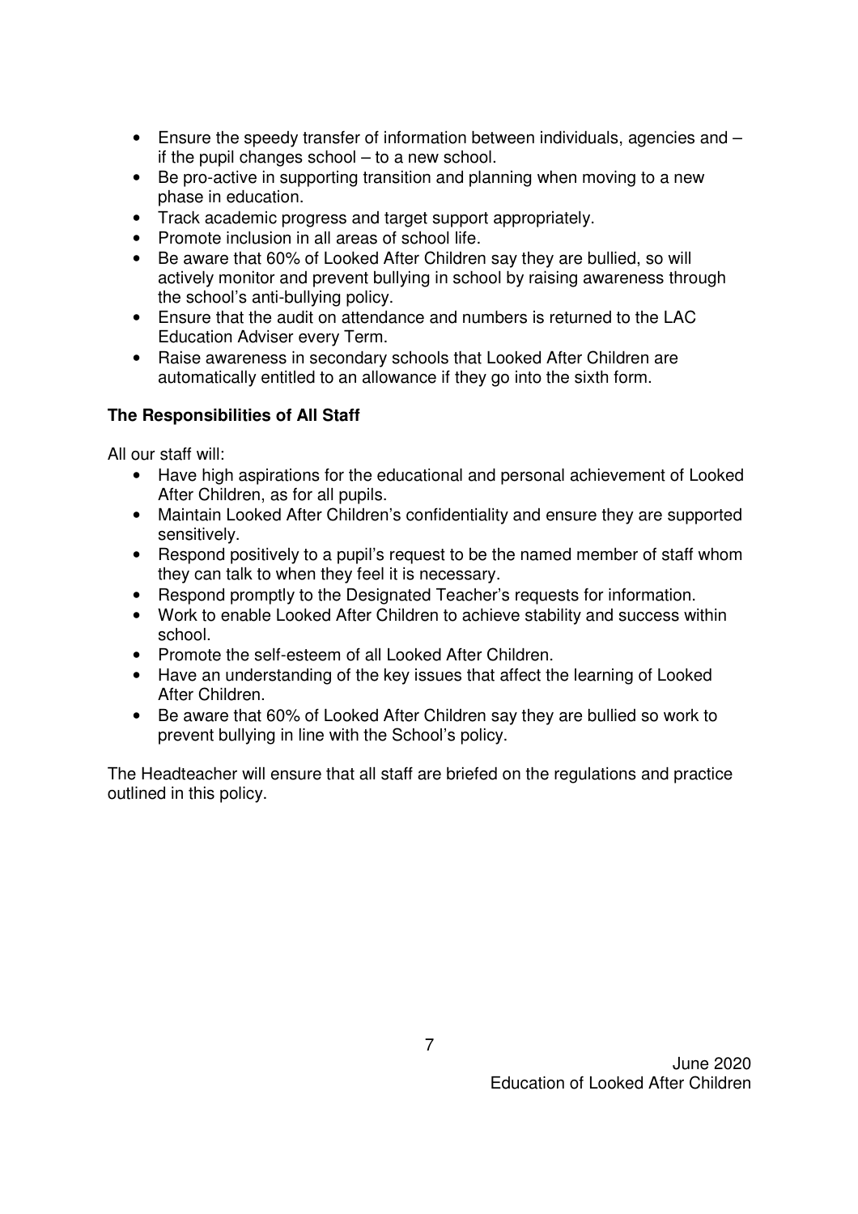- Ensure the speedy transfer of information between individuals, agencies and – if the pupil changes school – to a new school.
- Be pro-active in supporting transition and planning when moving to a new phase in education.
- Track academic progress and target support appropriately.
- Promote inclusion in all areas of school life.
- Be aware that 60% of Looked After Children say they are bullied, so will actively monitor and prevent bullying in school by raising awareness through the school's anti-bullying policy.
- Ensure that the audit on attendance and numbers is returned to the LAC Education Adviser every Term.
- Raise awareness in secondary schools that Looked After Children are automatically entitled to an allowance if they go into the sixth form.

**The Responsibilities of All Staff**

All our staff will:

- Have high aspirations for the educational and personal achievement of Looked After Children, as for all pupils.
- Maintain Looked After Children's confidentiality and ensure they are supported sensitively.
- Respond positively to a pupil's request to be the named member of staff whom they can talk to when they feel it is necessary.
- Respond promptly to the Designated Teacher's requests for information.
- Work to enable Looked After Children to achieve stability and success within school.
- Promote the self-esteem of all Looked After Children.
- Have an understanding of the key issues that affect the learning of Looked After Children.
- Be aware that 60% of Looked After Children say they are bullied so work to prevent bullying in line with the School's policy.

The Headteacher will ensure that all staff are briefed on the regulations and practice outlined in this policy.